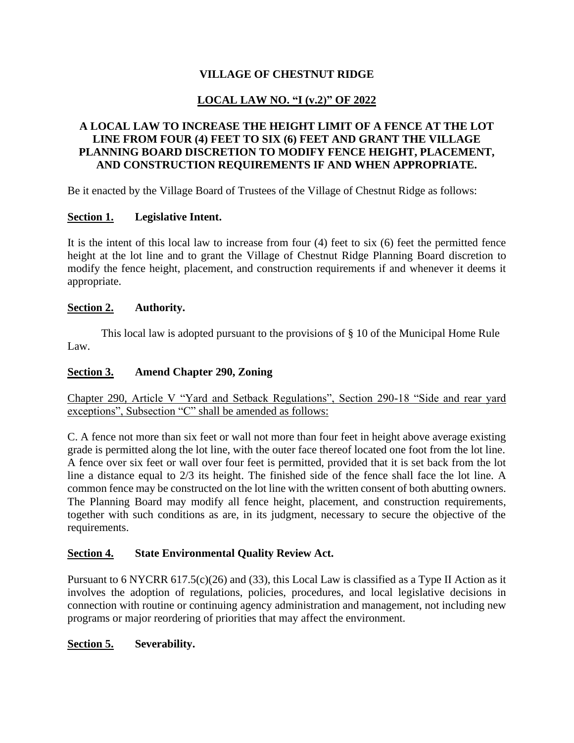# VILLAGE OF CHESTNUT RIDGE

## LOCAL LAW NO. "I (v.2)" OF 2022

## A LOCAL LAW TO INCREASE THE HEIGHT LIMIT OF A FENCE AT THE LOT LINE FROM FOUR (4) FEET TO SIX (6) FEET AND GRANT THE VILLAGE PLANNING BOARD DISCRETION TO MODIFY FENCE HEIGHT, PLACEMENT, AND CONSTRUCTION REQUIREMENTS IF AND WHEN APPROPRIATE.

Be it enacted by the Village Board of Trustees of the Village of Chestnut Ridge as follows:

**Section 1. Legislative Intent.**

It is the intent of this local law to increase from four (4) feet to six (6) feet the permitted fence height at the lot line and to grant the Village of Chestnut Ridge Planning Board discretion to modify the fence height, placement, and construction requirements if and whenever it deems it appropriate.

**Section 2. Authority.**

This local law is adopted pursuant to the provisions of § 10 of the Municipal Home Rule Law.

**Section 3. Amend Chapter 290, Zoning**

Chapter 290, Article V "Yard and Setback Regulations", Section 290-18 "Side and rear yard exceptions", Subsection "C" shall be amended as follows:

C. A fence not more than six feet or wall not more than four feet in height above average existing grade is permitted along the lot line, with the outer face thereof located one foot from the lot line. A fence over six feet or wall over four feet is permitted, provided that it is set back from the lot line a distance equal to 2/3 its height. The finished side of the fence shall face the lot line. A common fence may be constructed on the lot line with the written consent of both abutting owners. The Planning Board may modify all fence height, placement, and construction requirements, together with such conditions as are, in its judgment, necessary to secure the objective of the requirements.

**Section 4. State Environmental Quality Review Act.**

Pursuant to 6 NYCRR 617.5(c)(26) and (33), this Local Law is classified as a Type II Action as it involves the adoption of regulations, policies, procedures, and local legislative decisions in connection with routine or continuing agency administration and management, not including new programs or major reordering of priorities that may affect the environment.

**Section 5. Severability.**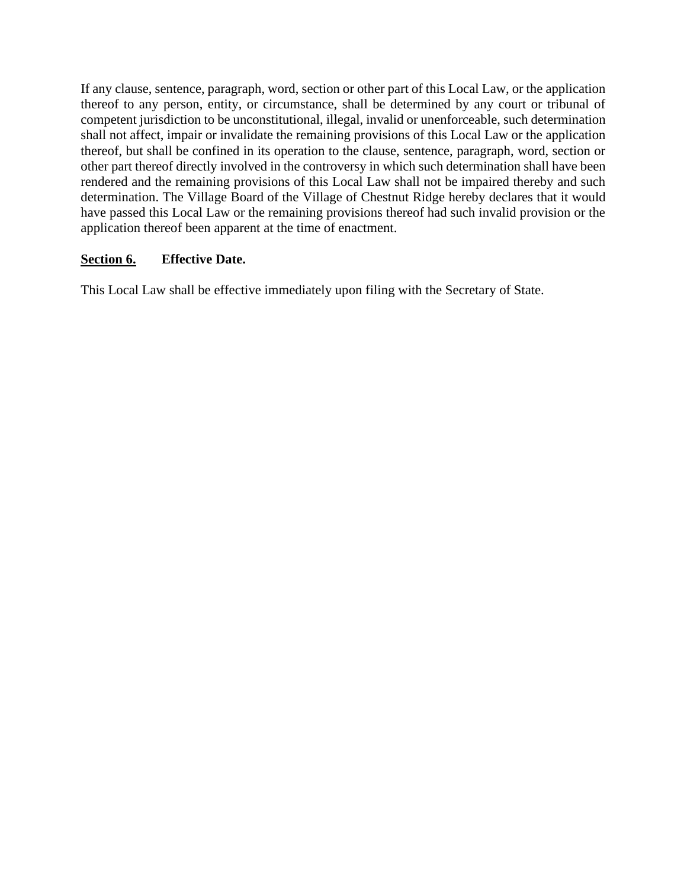If any clause, sentence, paragraph, word, section or other part of this Local Law, or the application thereof to any person, entity, or circumstance, shall be determined by any court or tribunal of competent jurisdiction to be unconstitutional, illegal, invalid or unenforceable, such determination shall not affect, impair or invalidate the remaining provisions of this Local Law or the application thereof, but shall be confined in its operation to the clause, sentence, paragraph, word, section or other part thereof directly involved in the controversy in which such determination shall have been rendered and the remaining provisions of this Local Law shall not be impaired thereby and such determination. The Village Board of the Village of Chestnut Ridge hereby declares that it would have passed this Local Law or the remaining provisions thereof had such invalid provision or the application thereof been apparent at the time of enactment.

**Section 6.** **Effective Date.**

This Local Law shall be effective immediately upon filing with the Secretary of State.